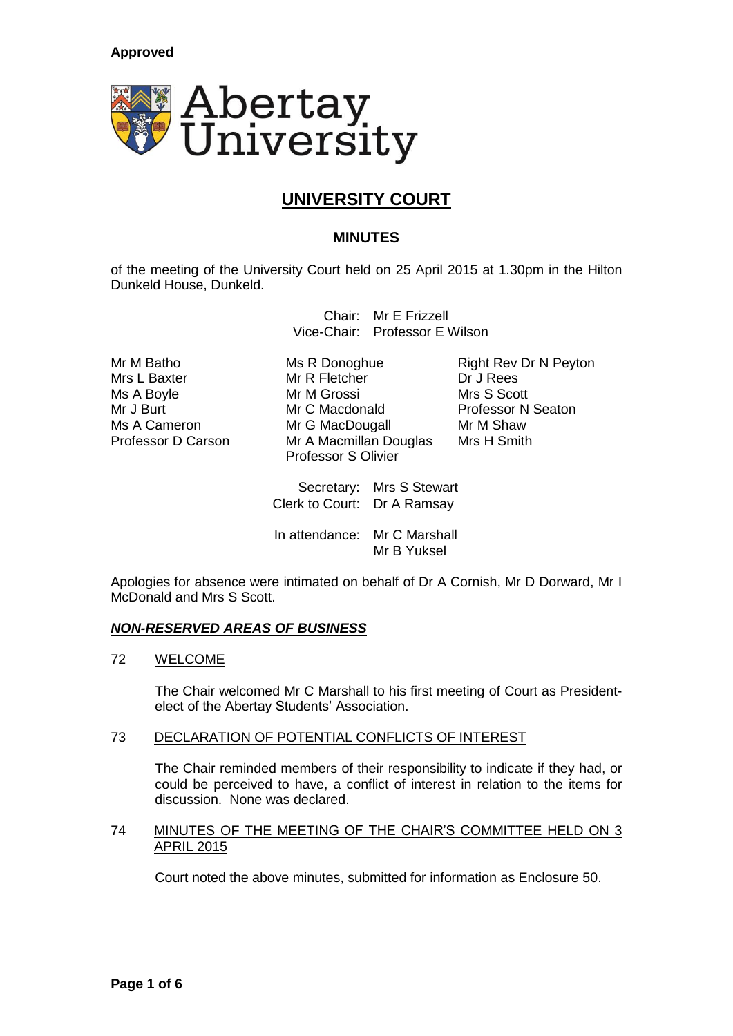**Approved**

Abertay University

# UNIVERSITY COURT

## MINUTES

of the meeting of the University Court held on 25 April 2015 at 1.30pm in the Hilton Dunkeld House, Dunkeld.

Chair: Mr E Frizzell
Vice-Chair: Professor E Wilson

Mr M Batho
Mrs L Baxter
Ms A Boyle
Mr J Burt
Ms A Cameron
Professor D Carson
Ms R Donoghue
Mr R Fletcher
Mr M Grossi
Mr C Macdonald
Mr G MacDougall
Mr A Macmillan Douglas
Professor S Olivier
Right Rev Dr N Peyton
Dr J Rees
Mrs S Scott
Professor N Seaton
Mr M Shaw
Mrs H Smith

Secretary: Mrs S Stewart
Clerk to Court: Dr A Ramsay

In attendance: Mr C Marshall
Mr B Yuksel

Apologies for absence were intimated on behalf of Dr A Cornish, Mr D Dorward, Mr I McDonald and Mrs S Scott.

***NON-RESERVED AREAS OF BUSINESS***

72 WELCOME

The Chair welcomed Mr C Marshall to his first meeting of Court as President-elect of the Abertay Students' Association.

73 DECLARATION OF POTENTIAL CONFLICTS OF INTEREST

The Chair reminded members of their responsibility to indicate if they had, or could be perceived to have, a conflict of interest in relation to the items for discussion. None was declared.

74 MINUTES OF THE MEETING OF THE CHAIR'S COMMITTEE HELD ON 3 APRIL 2015

Court noted the above minutes, submitted for information as Enclosure 50.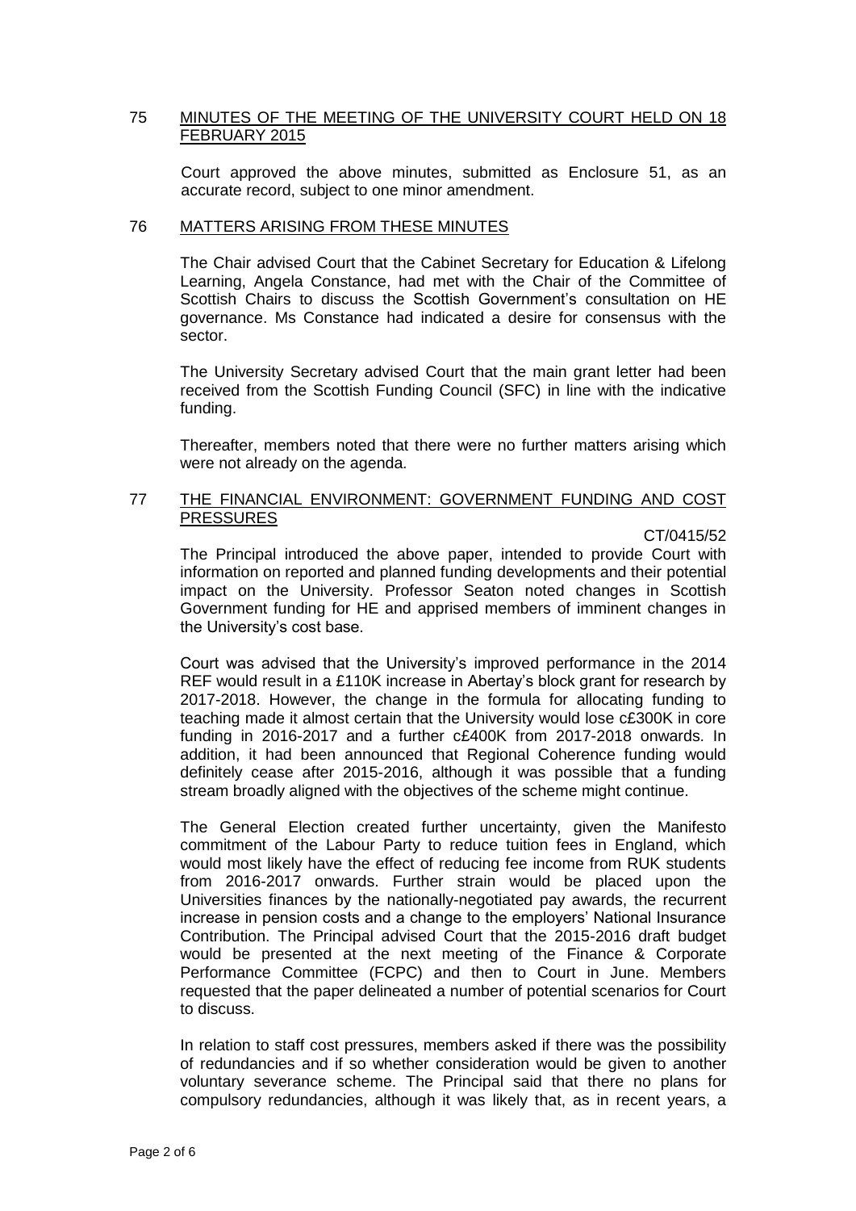## 75 MINUTES OF THE MEETING OF THE UNIVERSITY COURT HELD ON 18 FEBRUARY 2015

Court approved the above minutes, submitted as Enclosure 51, as an accurate record, subject to one minor amendment.

## 76 MATTERS ARISING FROM THESE MINUTES

The Chair advised Court that the Cabinet Secretary for Education & Lifelong Learning, Angela Constance, had met with the Chair of the Committee of Scottish Chairs to discuss the Scottish Government's consultation on HE governance. Ms Constance had indicated a desire for consensus with the sector.

The University Secretary advised Court that the main grant letter had been received from the Scottish Funding Council (SFC) in line with the indicative funding.

Thereafter, members noted that there were no further matters arising which were not already on the agenda.

## 77 THE FINANCIAL ENVIRONMENT: GOVERNMENT FUNDING AND COST PRESSURES

CT/0415/52

The Principal introduced the above paper, intended to provide Court with information on reported and planned funding developments and their potential impact on the University. Professor Seaton noted changes in Scottish Government funding for HE and apprised members of imminent changes in the University's cost base.

Court was advised that the University's improved performance in the 2014 REF would result in a £110K increase in Abertay's block grant for research by 2017-2018. However, the change in the formula for allocating funding to teaching made it almost certain that the University would lose c£300K in core funding in 2016-2017 and a further c£400K from 2017-2018 onwards. In addition, it had been announced that Regional Coherence funding would definitely cease after 2015-2016, although it was possible that a funding stream broadly aligned with the objectives of the scheme might continue.

The General Election created further uncertainty, given the Manifesto commitment of the Labour Party to reduce tuition fees in England, which would most likely have the effect of reducing fee income from RUK students from 2016-2017 onwards. Further strain would be placed upon the Universities finances by the nationally-negotiated pay awards, the recurrent increase in pension costs and a change to the employers' National Insurance Contribution. The Principal advised Court that the 2015-2016 draft budget would be presented at the next meeting of the Finance & Corporate Performance Committee (FCPC) and then to Court in June. Members requested that the paper delineated a number of potential scenarios for Court to discuss.

In relation to staff cost pressures, members asked if there was the possibility of redundancies and if so whether consideration would be given to another voluntary severance scheme. The Principal said that there no plans for compulsory redundancies, although it was likely that, as in recent years, a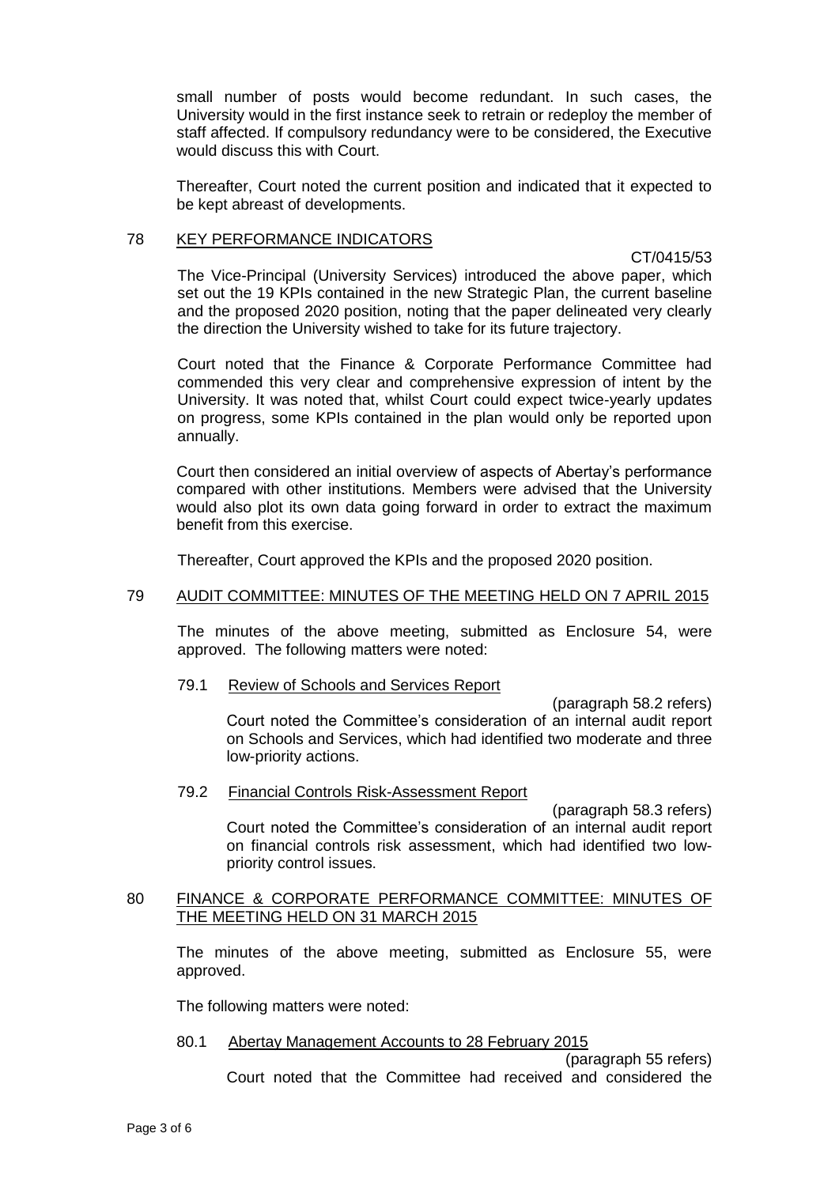small number of posts would become redundant. In such cases, the University would in the first instance seek to retrain or redeploy the member of staff affected. If compulsory redundancy were to be considered, the Executive would discuss this with Court.

Thereafter, Court noted the current position and indicated that it expected to be kept abreast of developments.

## 78 KEY PERFORMANCE INDICATORS

CT/0415/53

The Vice-Principal (University Services) introduced the above paper, which set out the 19 KPIs contained in the new Strategic Plan, the current baseline and the proposed 2020 position, noting that the paper delineated very clearly the direction the University wished to take for its future trajectory.

Court noted that the Finance & Corporate Performance Committee had commended this very clear and comprehensive expression of intent by the University. It was noted that, whilst Court could expect twice-yearly updates on progress, some KPIs contained in the plan would only be reported upon annually.

Court then considered an initial overview of aspects of Abertay's performance compared with other institutions. Members were advised that the University would also plot its own data going forward in order to extract the maximum benefit from this exercise.

Thereafter, Court approved the KPIs and the proposed 2020 position.

## 79 AUDIT COMMITTEE: MINUTES OF THE MEETING HELD ON 7 APRIL 2015

The minutes of the above meeting, submitted as Enclosure 54, were approved. The following matters were noted:

### 79.1 Review of Schools and Services Report

(paragraph 58.2 refers)

Court noted the Committee's consideration of an internal audit report on Schools and Services, which had identified two moderate and three low-priority actions.

### 79.2 Financial Controls Risk-Assessment Report

(paragraph 58.3 refers)

Court noted the Committee's consideration of an internal audit report on financial controls risk assessment, which had identified two low-priority control issues.

## 80 FINANCE & CORPORATE PERFORMANCE COMMITTEE: MINUTES OF THE MEETING HELD ON 31 MARCH 2015

The minutes of the above meeting, submitted as Enclosure 55, were approved.

The following matters were noted:

### 80.1 Abertay Management Accounts to 28 February 2015

(paragraph 55 refers)

Court noted that the Committee had received and considered the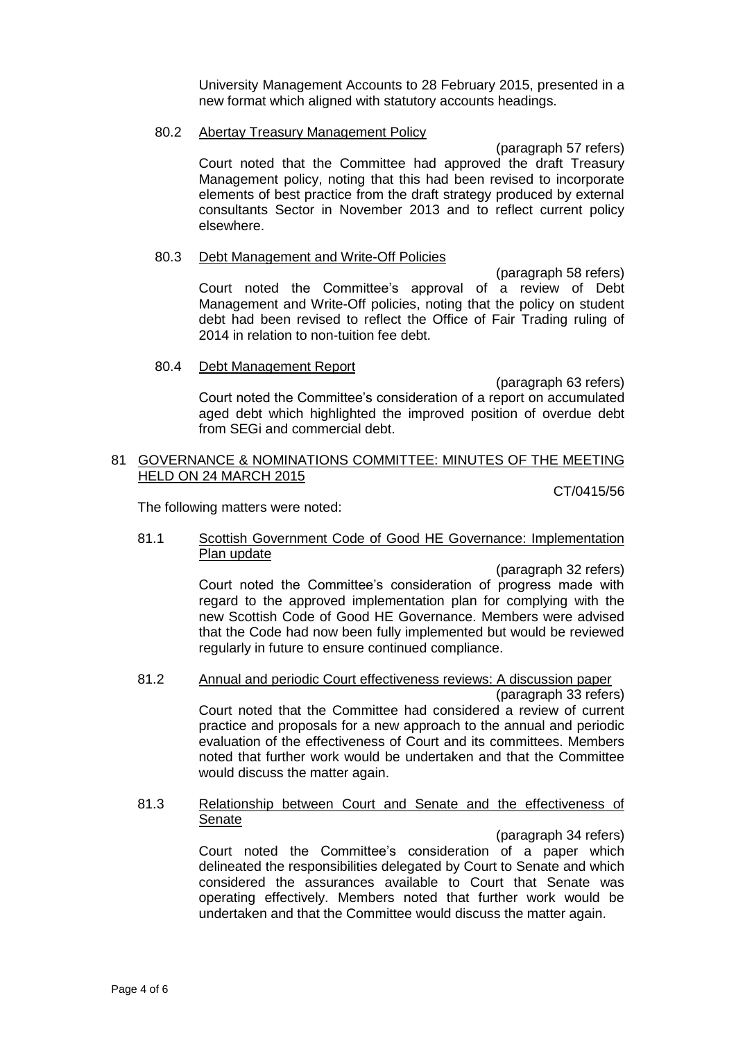University Management Accounts to 28 February 2015, presented in a new format which aligned with statutory accounts headings.

80.2 Abertay Treasury Management Policy

(paragraph 57 refers)

Court noted that the Committee had approved the draft Treasury Management policy, noting that this had been revised to incorporate elements of best practice from the draft strategy produced by external consultants Sector in November 2013 and to reflect current policy elsewhere.

80.3 Debt Management and Write-Off Policies

(paragraph 58 refers)

Court noted the Committee's approval of a review of Debt Management and Write-Off policies, noting that the policy on student debt had been revised to reflect the Office of Fair Trading ruling of 2014 in relation to non-tuition fee debt.

80.4 Debt Management Report

(paragraph 63 refers)

Court noted the Committee's consideration of a report on accumulated aged debt which highlighted the improved position of overdue debt from SEGi and commercial debt.

## 81 GOVERNANCE & NOMINATIONS COMMITTEE: MINUTES OF THE MEETING HELD ON 24 MARCH 2015

CT/0415/56

The following matters were noted:

81.1 Scottish Government Code of Good HE Governance: Implementation Plan update

(paragraph 32 refers)

Court noted the Committee's consideration of progress made with regard to the approved implementation plan for complying with the new Scottish Code of Good HE Governance. Members were advised that the Code had now been fully implemented but would be reviewed regularly in future to ensure continued compliance.

81.2 Annual and periodic Court effectiveness reviews: A discussion paper

(paragraph 33 refers)

Court noted that the Committee had considered a review of current practice and proposals for a new approach to the annual and periodic evaluation of the effectiveness of Court and its committees. Members noted that further work would be undertaken and that the Committee would discuss the matter again.

81.3 Relationship between Court and Senate and the effectiveness of Senate

(paragraph 34 refers)

Court noted the Committee's consideration of a paper which delineated the responsibilities delegated by Court to Senate and which considered the assurances available to Court that Senate was operating effectively. Members noted that further work would be undertaken and that the Committee would discuss the matter again.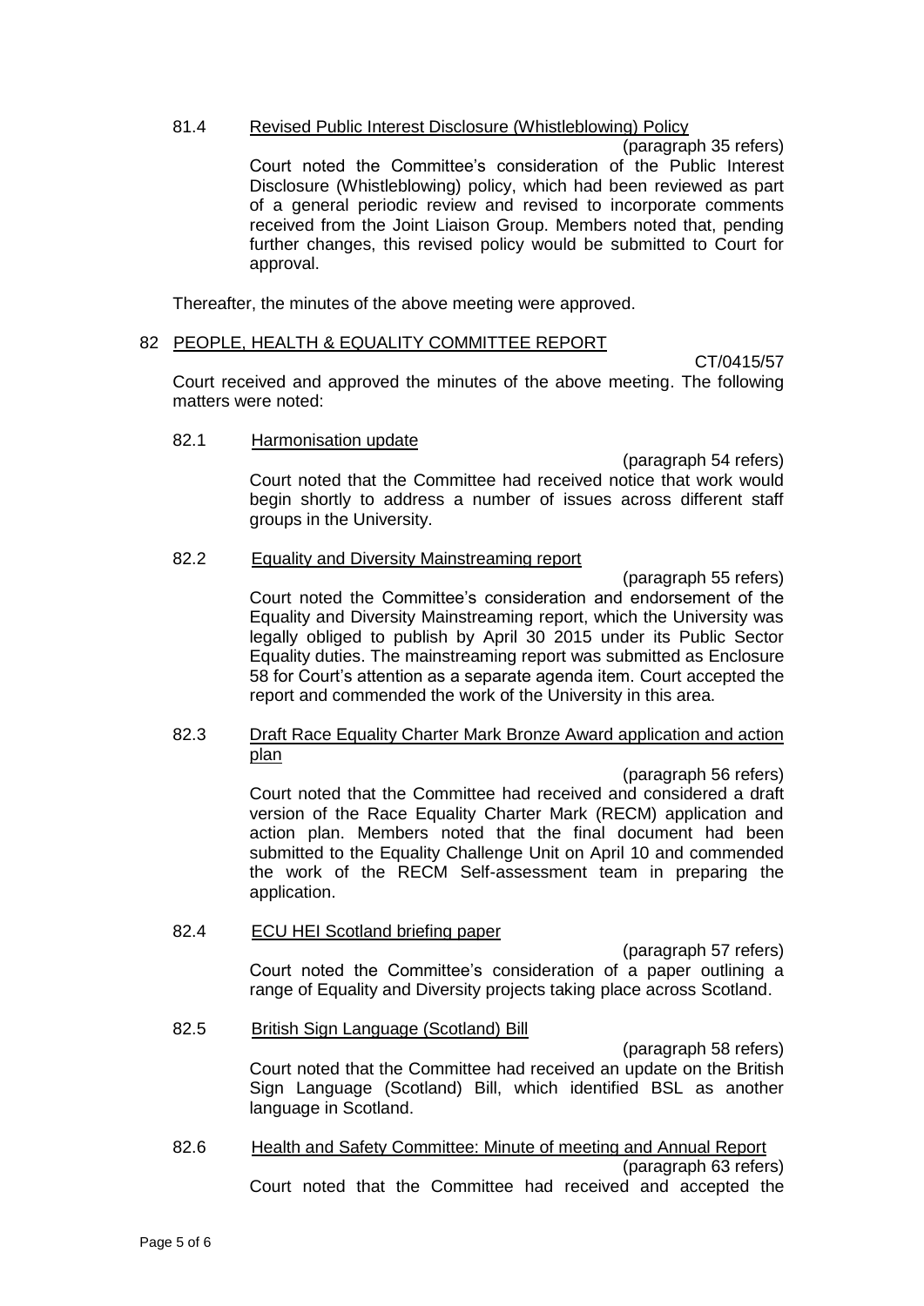81.4 Revised Public Interest Disclosure (Whistleblowing) Policy

(paragraph 35 refers)

Court noted the Committee's consideration of the Public Interest Disclosure (Whistleblowing) policy, which had been reviewed as part of a general periodic review and revised to incorporate comments received from the Joint Liaison Group. Members noted that, pending further changes, this revised policy would be submitted to Court for approval.

Thereafter, the minutes of the above meeting were approved.

## 82 PEOPLE, HEALTH & EQUALITY COMMITTEE REPORT

CT/0415/57

Court received and approved the minutes of the above meeting. The following matters were noted:

82.1 Harmonisation update

(paragraph 54 refers)

Court noted that the Committee had received notice that work would begin shortly to address a number of issues across different staff groups in the University.

82.2 Equality and Diversity Mainstreaming report

(paragraph 55 refers)

Court noted the Committee's consideration and endorsement of the Equality and Diversity Mainstreaming report, which the University was legally obliged to publish by April 30 2015 under its Public Sector Equality duties. The mainstreaming report was submitted as Enclosure 58 for Court's attention as a separate agenda item. Court accepted the report and commended the work of the University in this area.

82.3 Draft Race Equality Charter Mark Bronze Award application and action plan

(paragraph 56 refers)

Court noted that the Committee had received and considered a draft version of the Race Equality Charter Mark (RECM) application and action plan. Members noted that the final document had been submitted to the Equality Challenge Unit on April 10 and commended the work of the RECM Self-assessment team in preparing the application.

82.4 ECU HEI Scotland briefing paper

(paragraph 57 refers)

Court noted the Committee's consideration of a paper outlining a range of Equality and Diversity projects taking place across Scotland.

82.5 British Sign Language (Scotland) Bill

(paragraph 58 refers)

Court noted that the Committee had received an update on the British Sign Language (Scotland) Bill, which identified BSL as another language in Scotland.

82.6 Health and Safety Committee: Minute of meeting and Annual Report

(paragraph 63 refers)

Court noted that the Committee had received and accepted the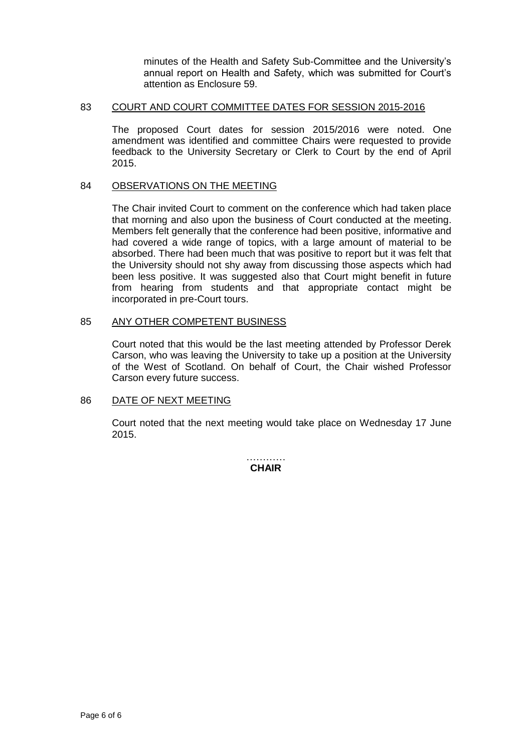minutes of the Health and Safety Sub-Committee and the University's annual report on Health and Safety, which was submitted for Court's attention as Enclosure 59.

## 83 COURT AND COURT COMMITTEE DATES FOR SESSION 2015-2016

The proposed Court dates for session 2015/2016 were noted. One amendment was identified and committee Chairs were requested to provide feedback to the University Secretary or Clerk to Court by the end of April 2015.

## 84 OBSERVATIONS ON THE MEETING

The Chair invited Court to comment on the conference which had taken place that morning and also upon the business of Court conducted at the meeting. Members felt generally that the conference had been positive, informative and had covered a wide range of topics, with a large amount of material to be absorbed. There had been much that was positive to report but it was felt that the University should not shy away from discussing those aspects which had been less positive. It was suggested also that Court might benefit in future from hearing from students and that appropriate contact might be incorporated in pre-Court tours.

## 85 ANY OTHER COMPETENT BUSINESS

Court noted that this would be the last meeting attended by Professor Derek Carson, who was leaving the University to take up a position at the University of the West of Scotland. On behalf of Court, the Chair wished Professor Carson every future success.

## 86 DATE OF NEXT MEETING

Court noted that the next meeting would take place on Wednesday 17 June 2015.

…………
**CHAIR**